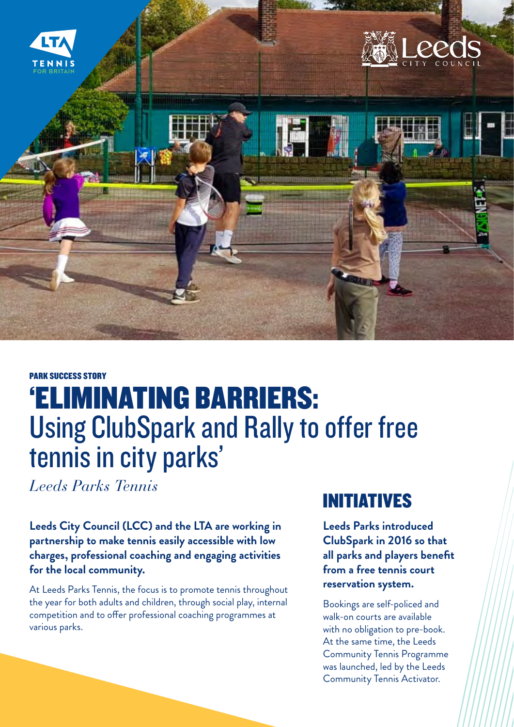PARK SUCCESS STORY

# 'ELIMINATING BARRIERS: Using ClubSpark and Rally to offer free tennis in city parks'

*Leeds Parks Tennis*

**Leeds City Council (LCC) and the LTA are working in partnership to make tennis easily accessible with low charges, professional coaching and engaging activities for the local community.**

At Leeds Parks Tennis, the focus is to promote tennis throughout the year for both adults and children, through social play, internal competition and to offer professional coaching programmes at various parks.

## INITIATIVES

**Leeds Parks introduced ClubSpark in 2016 so that all parks and players benefit from a free tennis court reservation system.**

Bookings are self-policed and walk-on courts are available with no obligation to pre-book. At the same time, the Leeds Community Tennis Programme was launched, led by the Leeds Community Tennis Activator.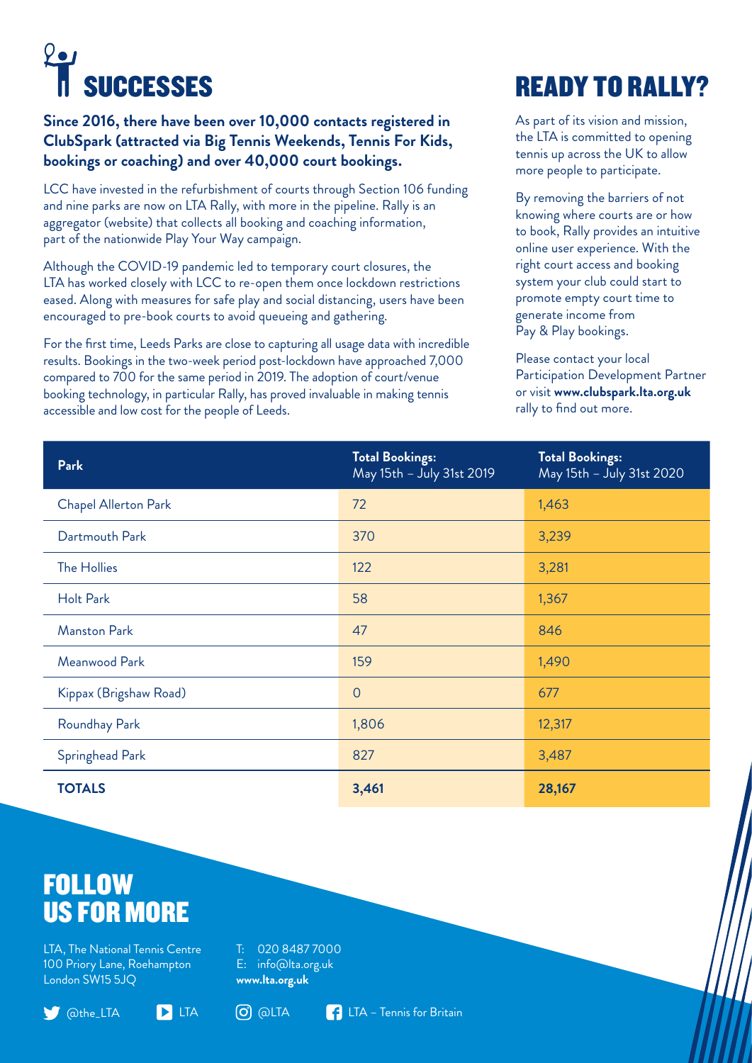# SUCCESSES

**Since 2016, there have been over 10,000 contacts registered in ClubSpark (attracted via Big Tennis Weekends, Tennis For Kids, bookings or coaching) and over 40,000 court bookings.**

LCC have invested in the refurbishment of courts through Section 106 funding and nine parks are now on LTA Rally, with more in the pipeline. Rally is an aggregator (website) that collects all booking and coaching information, part of the nationwide Play Your Way campaign.

Although the COVID-19 pandemic led to temporary court closures, the LTA has worked closely with LCC to re-open them once lockdown restrictions eased. Along with measures for safe play and social distancing, users have been encouraged to pre-book courts to avoid queueing and gathering.

For the first time, Leeds Parks are close to capturing all usage data with incredible results. Bookings in the two-week period post-lockdown have approached 7,000 compared to 700 for the same period in 2019. The adoption of court/venue booking technology, in particular Rally, has proved invaluable in making tennis accessible and low cost for the people of Leeds.

# READY TO RALLY?

As part of its vision and mission, the LTA is committed to opening tennis up across the UK to allow more people to participate.

By removing the barriers of not knowing where courts are or how to book, Rally provides an intuitive online user experience. With the right court access and booking system your club could start to promote empty court time to generate income from Pay & Play bookings.

Please contact your local Participation Development Partner or visit **www.clubspark.lta.org.uk** rally to find out more.

| Park | **Total Bookings:** May 15th – July 31st 2019 | **Total Bookings:** May 15th – July 31st 2020 |
|---|---|---|
| Chapel Allerton Park | 72 | 1,463 |
| Dartmouth Park | 370 | 3,239 |
| The Hollies | 122 | 3,281 |
| Holt Park | 58 | 1,367 |
| Manston Park | 47 | 846 |
| Meanwood Park | 159 | 1,490 |
| Kippax (Brigshaw Road) | 0 | 677 |
| Roundhay Park | 1,806 | 12,317 |
| Springhead Park | 827 | 3,487 |
| **TOTALS** | **3,461** | **28,167** |

# FOLLOW US FOR MORE

LTA, The National Tennis Centre
100 Priory Lane, Roehampton
London SW15 5JQ

T: 020 8487 7000
E: info@lta.org.uk
**www.lta.org.uk**

@the_LTA    LTA    @LTA    LTA – Tennis for Britain